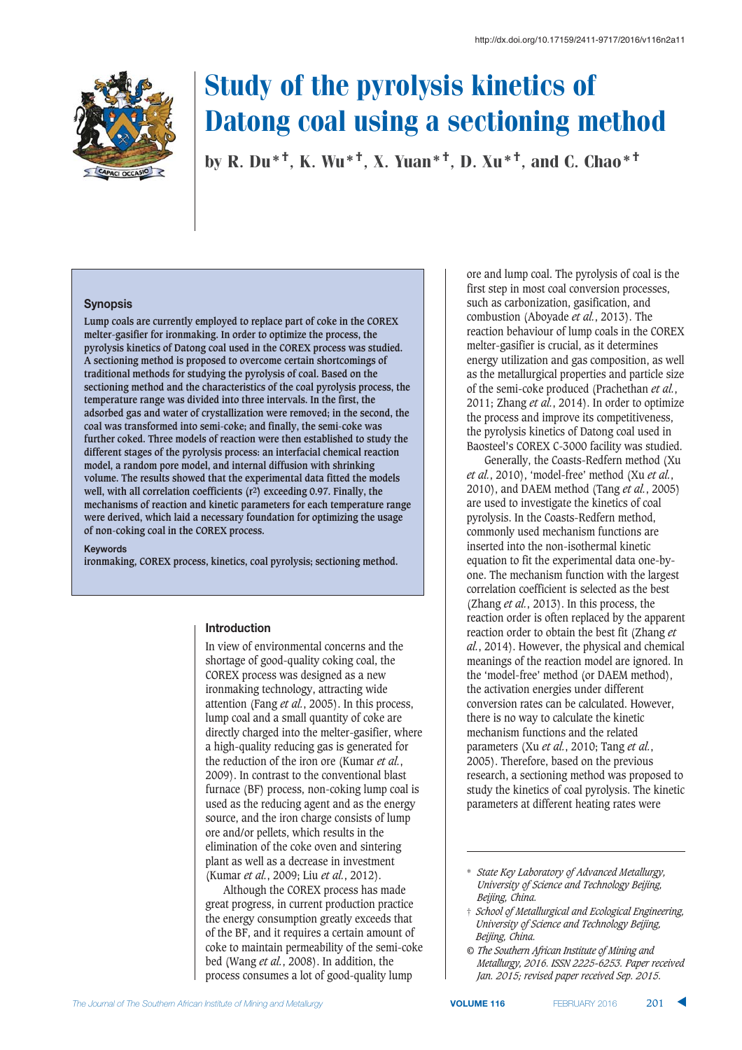http://dx.doi.org/10.17159/2411-9717/2016/v116n2a11

# Study of the pyrolysis kinetics of Datong coal using a sectioning method

by R. Du*†, K. Wu*†, X. Yuan*†, D. Xu*†, and C. Chao*†

## Synopsis

**Lump coals are currently employed to replace part of coke in the COREX melter-gasifier for ironmaking. In order to optimize the process, the pyrolysis kinetics of Datong coal used in the COREX process was studied. A sectioning method is proposed to overcome certain shortcomings of traditional methods for studying the pyrolysis of coal. Based on the sectioning method and the characteristics of the coal pyrolysis process, the temperature range was divided into three intervals. In the first, the adsorbed gas and water of crystallization were removed; in the second, the coal was transformed into semi-coke; and finally, the semi-coke was further coked. Three models of reaction were then established to study the different stages of the pyrolysis process: an interfacial chemical reaction model, a random pore model, and internal diffusion with shrinking volume. The results showed that the experimental data fitted the models well, with all correlation coefficients ($r^2$) exceeding 0.97. Finally, the mechanisms of reaction and kinetic parameters for each temperature range were derived, which laid a necessary foundation for optimizing the usage of non-coking coal in the COREX process.**

### Keywords

**ironmaking, COREX process, kinetics, coal pyrolysis; sectioning method.**

## Introduction

In view of environmental concerns and the shortage of good-quality coking coal, the COREX process was designed as a new ironmaking technology, attracting wide attention (Fang *et al.*, 2005). In this process, lump coal and a small quantity of coke are directly charged into the melter-gasifier, where a high-quality reducing gas is generated for the reduction of the iron ore (Kumar *et al.*, 2009). In contrast to the conventional blast furnace (BF) process, non-coking lump coal is used as the reducing agent and as the energy source, and the iron charge consists of lump ore and/or pellets, which results in the elimination of the coke oven and sintering plant as well as a decrease in investment (Kumar *et al.*, 2009; Liu *et al.*, 2012).

Although the COREX process has made great progress, in current production practice the energy consumption greatly exceeds that of the BF, and it requires a certain amount of coke to maintain permeability of the semi-coke bed (Wang *et al.*, 2008). In addition, the process consumes a lot of good-quality lump ore and lump coal. The pyrolysis of coal is the first step in most coal conversion processes, such as carbonization, gasification, and combustion (Aboyade *et al.*, 2013). The reaction behaviour of lump coals in the COREX melter-gasifier is crucial, as it determines energy utilization and gas composition, as well as the metallurgical properties and particle size of the semi-coke produced (Prachethan *et al.*, 2011; Zhang *et al.*, 2014). In order to optimize the process and improve its competitiveness, the pyrolysis kinetics of Datong coal used in Baosteel's COREX C-3000 facility was studied.

Generally, the Coasts-Redfern method (Xu *et al.*, 2010), 'model-free' method (Xu *et al.*, 2010), and DAEM method (Tang *et al.*, 2005) are used to investigate the kinetics of coal pyrolysis. In the Coasts-Redfern method, commonly used mechanism functions are inserted into the non-isothermal kinetic equation to fit the experimental data one-by-one. The mechanism function with the largest correlation coefficient is selected as the best (Zhang *et al.*, 2013). In this process, the reaction order is often replaced by the apparent reaction order to obtain the best fit (Zhang *et al.*, 2014). However, the physical and chemical meanings of the reaction model are ignored. In the 'model-free' method (or DAEM method), the activation energies under different conversion rates can be calculated. However, there is no way to calculate the kinetic mechanism functions and the related parameters (Xu *et al.*, 2010; Tang *et al.*, 2005). Therefore, based on the previous research, a sectioning method was proposed to study the kinetics of coal pyrolysis. The kinetic parameters at different heating rates were

---

\* *State Key Laboratory of Advanced Metallurgy, University of Science and Technology Beijing, Beijing, China.*

† *School of Metallurgical and Ecological Engineering, University of Science and Technology Beijing, Beijing, China.*

© *The Southern African Institute of Mining and Metallurgy, 2016. ISSN 2225-6253. Paper received Jan. 2015; revised paper received Sep. 2015.*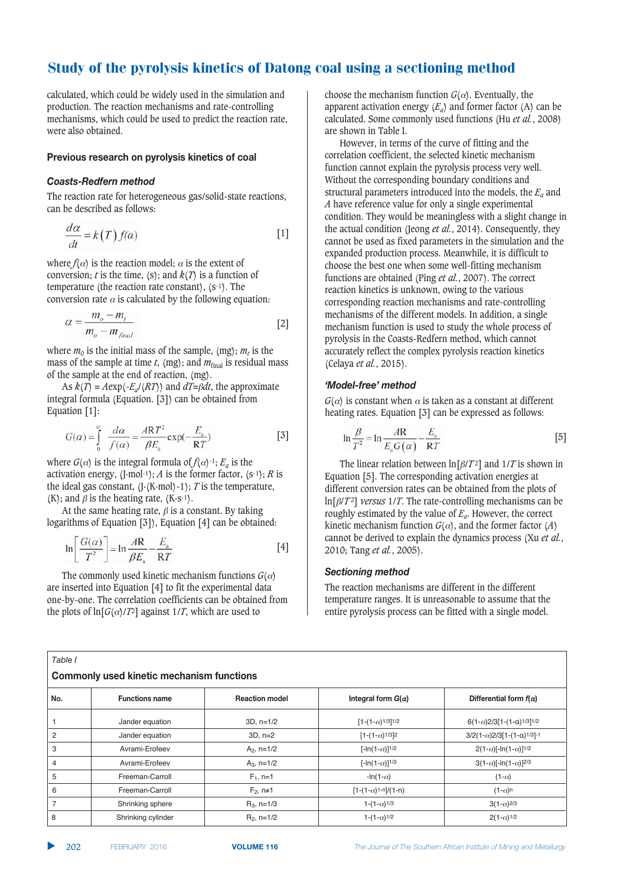calculated, which could be widely used in the simulation and production. The reaction mechanisms and rate-controlling mechanisms, which could be used to predict the reaction rate, were also obtained.

## Previous research on pyrolysis kinetics of coal

### *Coasts-Redfern method*

The reaction rate for heterogeneous gas/solid-state reactions, can be described as follows:

$$\frac{d\alpha}{dt} = k(T)f(\alpha) \qquad [1]$$

where $f(\alpha)$ is the reaction model; $\alpha$ is the extent of conversion; $t$ is the time, (s); and $k(T)$ is a function of temperature (the reaction rate constant), ($s^{-1}$). The conversion rate $\alpha$ is calculated by the following equation:

$$\alpha = \frac{m_o - m_t}{m_o - m_{final}} \qquad [2]$$

where $m_0$ is the initial mass of the sample, (mg); $m_t$ is the mass of the sample at time $t$, (mg); and $m_{final}$ is residual mass of the sample at the end of reaction, (mg).

As $k(T) = A\exp(-E_a/(RT))$ and $dT=\beta dt$, the approximate integral formula (Equation. [3]) can be obtained from Equation [1]:

$$G(\alpha) = \int_0^\alpha \frac{d\alpha}{f(\alpha)} = \frac{ART^2}{\beta E_a}\exp\left(-\frac{E_a}{RT}\right) \qquad [3]$$

where $G(\alpha)$ is the integral formula of $f(\alpha)^{-1}$; $E_a$ is the activation energy, ($J \cdot mol^{-1}$); $A$ is the former factor, ($s^{-1}$); $R$ is the ideal gas constant, ($J \cdot (K \cdot mol)^{-1}$); $T$ is the temperature, (K); and $\beta$ is the heating rate, ($K \cdot s^{-1}$).

At the same heating rate, $\beta$ is a constant. By taking logarithms of Equation [3]), Equation [4] can be obtained:

$$\ln\left[\frac{G(\alpha)}{T^2}\right] = \ln\frac{AR}{\beta E_a} - \frac{E_a}{RT} \qquad [4]$$

The commonly used kinetic mechanism functions $G(\alpha)$ are inserted into Equation [4] to fit the experimental data one-by-one. The correlation coefficients can be obtained from the plots of $\ln[G(\alpha)/T^2]$ against $1/T$, which are used to choose the mechanism function $G(\alpha)$. Eventually, the apparent activation energy ($E_a$) and former factor (A) can be calculated. Some commonly used functions (Hu *et al.*, 2008) are shown in Table I.

However, in terms of the curve of fitting and the correlation coefficient, the selected kinetic mechanism function cannot explain the pyrolysis process very well. Without the corresponding boundary conditions and structural parameters introduced into the models, the $E_a$ and $A$ have reference value for only a single experimental condition. They would be meaningless with a slight change in the actual condition (Jeong *et al.*, 2014). Consequently, they cannot be used as fixed parameters in the simulation and the expanded production process. Meanwhile, it is difficult to choose the best one when some well-fitting mechanism functions are obtained (Ping *et al.*, 2007). The correct reaction kinetics is unknown, owing to the various corresponding reaction mechanisms and rate-controlling mechanisms of the different models. In addition, a single mechanism function is used to study the whole process of pyrolysis in the Coasts-Redfern method, which cannot accurately reflect the complex pyrolysis reaction kinetics (Celaya *et al.*, 2015).

### *'Model-free' method*

$G(\alpha)$ is constant when $\alpha$ is taken as a constant at different heating rates. Equation [3] can be expressed as follows:

$$\ln\frac{\beta}{T^2} = \ln\frac{AR}{E_a G(\alpha)} - \frac{E_a}{RT} \qquad [5]$$

The linear relation between $\ln[\beta/T^2]$ and $1/T$ is shown in Equation [5]. The corresponding activation energies at different conversion rates can be obtained from the plots of $\ln[\beta/T^2]$ *versus* $1/T$. The rate-controlling mechanisms can be roughly estimated by the value of $E_a$. However, the correct kinetic mechanism function $G(\alpha)$, and the former factor ($A$) cannot be derived to explain the dynamics process (Xu *et al.*, 2010; Tang *et al.*, 2005).

### *Sectioning method*

The reaction mechanisms are different in the different temperature ranges. It is unreasonable to assume that the entire pyrolysis process can be fitted with a single model.

*Table I*

**Commonly used kinetic mechanism functions**

| No. | Functions name | Reaction model | Integral form $G(\alpha)$ | Differential form $f(\alpha)$ |
|---|---|---|---|---|
| 1 | Jander equation | 3D, n=1/2 | $[1-(1-\alpha)^{1/3}]^{1/2}$ | $6(1-\alpha)^{2/3}[1-(1-\alpha)^{1/3}]^{1/2}$ |
| 2 | Jander equation | 3D, n=2 | $[1-(1-\alpha)^{1/3}]^2$ | $3/2(1-\alpha)^{2/3}[1-(1-\alpha)^{1/3}]^{-1}$ |
| 3 | Avrami-Erofeev | $A_2$, n=1/2 | $[-\ln(1-\alpha)]^{1/2}$ | $2(1-\alpha)[-\ln(1-\alpha)]^{1/2}$ |
| 4 | Avrami-Erofeev | $A_3$, n=1/3 | $[-\ln(1-\alpha)]^{1/3}$ | $3(1-\alpha)[-\ln(1-\alpha)]^{2/3}$ |
| 5 | Freeman-Carroll | $F_1$, n=1 | $-\ln(1-\alpha)$ | $(1-\alpha)$ |
| 6 | Freeman-Carroll | $F_2$, n≠1 | $[1-(1-\alpha)^{1-n}]/(1-n)$ | $(1-\alpha)^n$ |
| 7 | Shrinking sphere | $R_3$, n=1/3 | $1-(1-\alpha)^{1/3}$ | $3(1-\alpha)^{2/3}$ |
| 8 | Shrinking cylinder | $R_2$, n=1/2 | $1-(1-\alpha)^{1/2}$ | $2(1-\alpha)^{1/2}$ |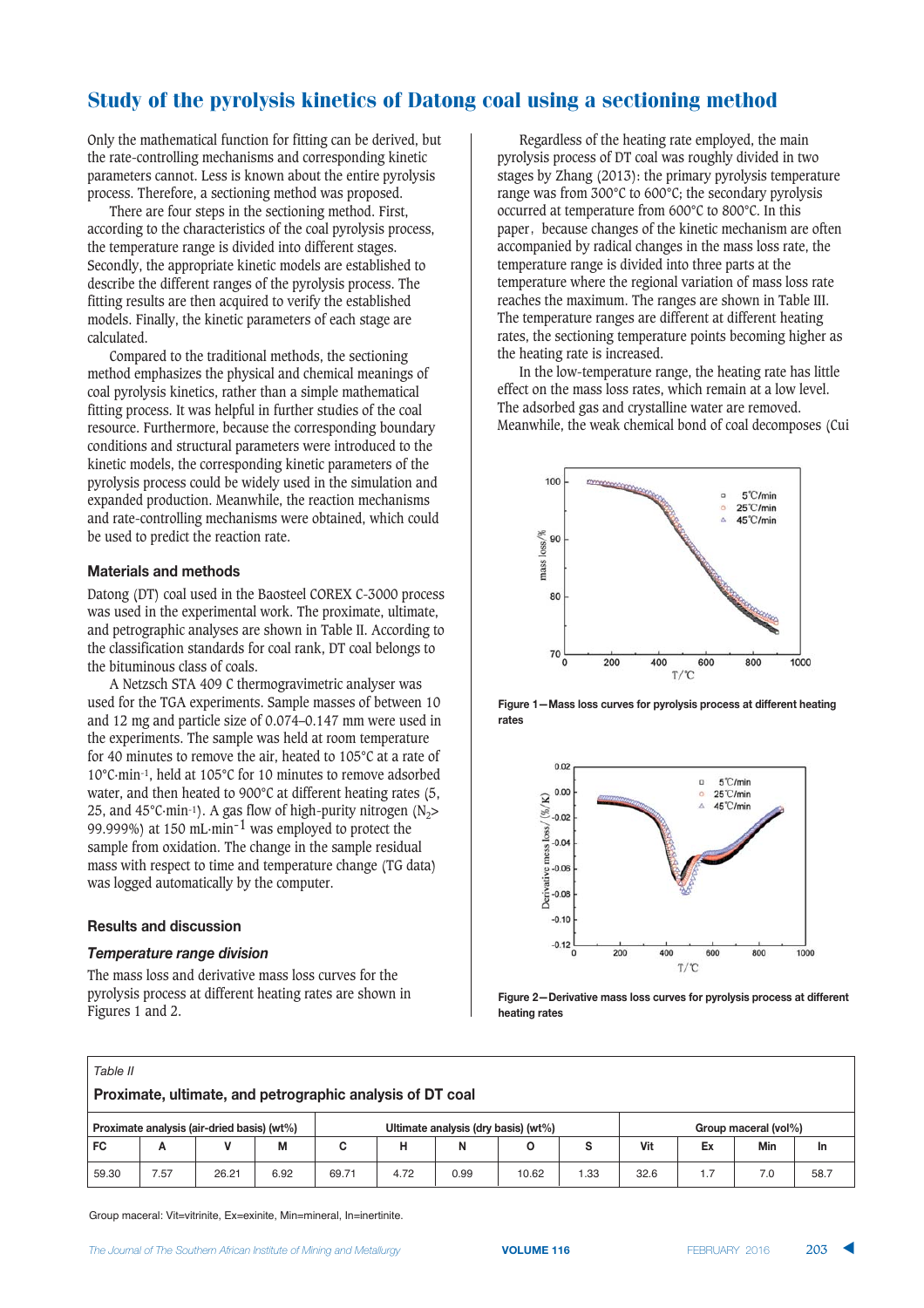Only the mathematical function for fitting can be derived, but the rate-controlling mechanisms and corresponding kinetic parameters cannot. Less is known about the entire pyrolysis process. Therefore, a sectioning method was proposed.

There are four steps in the sectioning method. First, according to the characteristics of the coal pyrolysis process, the temperature range is divided into different stages. Secondly, the appropriate kinetic models are established to describe the different ranges of the pyrolysis process. The fitting results are then acquired to verify the established models. Finally, the kinetic parameters of each stage are calculated.

Compared to the traditional methods, the sectioning method emphasizes the physical and chemical meanings of coal pyrolysis kinetics, rather than a simple mathematical fitting process. It was helpful in further studies of the coal resource. Furthermore, because the corresponding boundary conditions and structural parameters were introduced to the kinetic models, the corresponding kinetic parameters of the pyrolysis process could be widely used in the simulation and expanded production. Meanwhile, the reaction mechanisms and rate-controlling mechanisms were obtained, which could be used to predict the reaction rate.

## Materials and methods

Datong (DT) coal used in the Baosteel COREX C-3000 process was used in the experimental work. The proximate, ultimate, and petrographic analyses are shown in Table II. According to the classification standards for coal rank, DT coal belongs to the bituminous class of coals.

A Netzsch STA 409 C thermogravimetric analyser was used for the TGA experiments. Sample masses of between 10 and 12 mg and particle size of 0.074–0.147 mm were used in the experiments. The sample was held at room temperature for 40 minutes to remove the air, heated to 105°C at a rate of 10°C·min$^{-1}$, held at 105°C for 10 minutes to remove adsorbed water, and then heated to 900°C at different heating rates (5, 25, and 45°C·min$^{-1}$). A gas flow of high-purity nitrogen ($N_2$> 99.999%) at 150 mL·min$^{-1}$ was employed to protect the sample from oxidation. The change in the sample residual mass with respect to time and temperature change (TG data) was logged automatically by the computer.

## Results and discussion

### *Temperature range division*

The mass loss and derivative mass loss curves for the pyrolysis process at different heating rates are shown in Figures 1 and 2.

Regardless of the heating rate employed, the main pyrolysis process of DT coal was roughly divided in two stages by Zhang (2013): the primary pyrolysis temperature range was from 300°C to 600°C; the secondary pyrolysis occurred at temperature from 600°C to 800°C. In this paper，because changes of the kinetic mechanism are often accompanied by radical changes in the mass loss rate, the temperature range is divided into three parts at the temperature where the regional variation of mass loss rate reaches the maximum. The ranges are shown in Table III. The temperature ranges are different at different heating rates, the sectioning temperature points becoming higher as the heating rate is increased.

In the low-temperature range, the heating rate has little effect on the mass loss rates, which remain at a low level. The adsorbed gas and crystalline water are removed. Meanwhile, the weak chemical bond of coal decomposes (Cui

**Figure 1—Mass loss curves for pyrolysis process at different heating rates**

**Figure 2—Derivative mass loss curves for pyrolysis process at different heating rates**

*Table II*

**Proximate, ultimate, and petrographic analysis of DT coal**

| Proximate analysis (air-dried basis) (wt%) | | | | Ultimate analysis (dry basis) (wt%) | | | | | Group maceral (vol%) | | | |
|---|---|---|---|---|---|---|---|---|---|---|---|---|
| FC | A | V | M | C | H | N | O | S | Vit | Ex | Min | In |
| 59.30 | 7.57 | 26.21 | 6.92 | 69.71 | 4.72 | 0.99 | 10.62 | 1.33 | 32.6 | 1.7 | 7.0 | 58.7 |

Group maceral: Vit=vitrinite, Ex=exinite, Min=mineral, In=inertinite.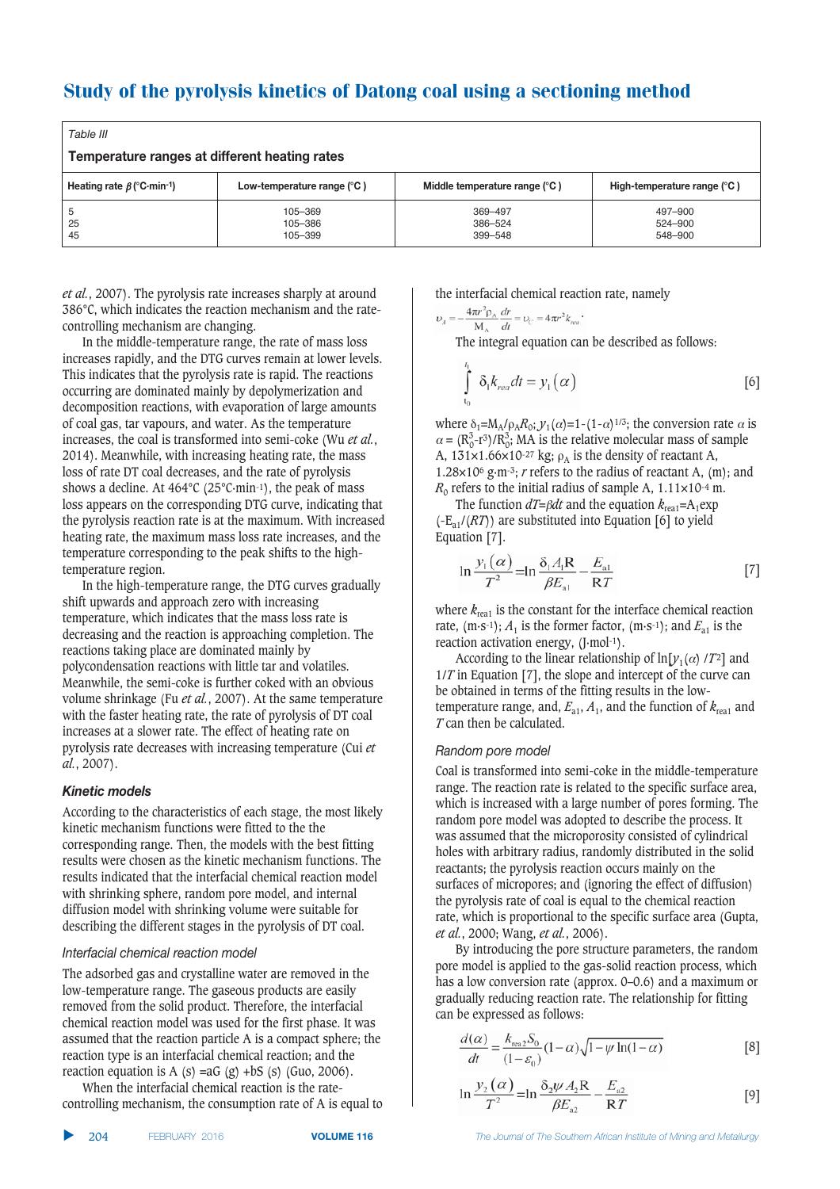Table III

**Temperature ranges at different heating rates**

| Heating rate $\beta$ (°C·min⁻¹) | Low-temperature range (°C ) | Middle temperature range (°C ) | High-temperature range (°C ) |
|---|---|---|---|
| 5 | 105–369 | 369–497 | 497–900 |
| 25 | 105–386 | 386–524 | 524–900 |
| 45 | 105–399 | 399–548 | 548–900 |

*et al.*, 2007). The pyrolysis rate increases sharply at around 386°C, which indicates the reaction mechanism and the rate-controlling mechanism are changing.

In the middle-temperature range, the rate of mass loss increases rapidly, and the DTG curves remain at lower levels. This indicates that the pyrolysis rate is rapid. The reactions occurring are dominated mainly by depolymerization and decomposition reactions, with evaporation of large amounts of coal gas, tar vapours, and water. As the temperature increases, the coal is transformed into semi-coke (Wu *et al.*, 2014). Meanwhile, with increasing heating rate, the mass loss of DT coal decreases, and the rate of pyrolysis shows a decline. At 464°C (25°C·min⁻¹), the peak of mass loss appears on the corresponding DTG curve, indicating that the pyrolysis reaction rate is at the maximum. With increased heating rate, the maximum mass loss rate increases, and the temperature corresponding to the peak shifts to the high-temperature region.

In the high-temperature range, the DTG curves gradually shift upwards and approach zero with increasing temperature, which indicates that the mass loss rate is decreasing and the reaction is approaching completion. The reactions taking place are dominated mainly by polycondensation reactions with little tar and volatiles. Meanwhile, the semi-coke is further coked with an obvious volume shrinkage (Fu *et al.*, 2007). At the same temperature with the faster heating rate, the rate of pyrolysis of DT coal increases at a slower rate. The effect of heating rate on pyrolysis rate decreases with increasing temperature (Cui *et al.*, 2007).

### Kinetic models

According to the characteristics of each stage, the most likely kinetic mechanism functions were fitted to the corresponding range. Then, the models with the best fitting results were chosen as the kinetic mechanism functions. The results indicated that the interfacial chemical reaction model with shrinking sphere, random pore model, and internal diffusion model with shrinking volume were suitable for describing the different stages in the pyrolysis of DT coal.

#### Interfacial chemical reaction model

The adsorbed gas and crystalline water are removed in the low-temperature range. The gaseous products are easily removed from the solid product. Therefore, the interfacial chemical reaction model was used for the first phase. It was assumed that the reaction particle A is a compact sphere; the reaction type is an interfacial chemical reaction; and the reaction equation is A (s) =aG (g) +bS (s) (Guo, 2006).

When the interfacial chemical reaction is the rate-controlling mechanism, the consumption rate of A is equal to the interfacial chemical reaction rate, namely

$$\upsilon_A = -\frac{4\pi r^2 \rho_A}{M_A}\frac{dr}{dt} = \upsilon_C = 4\pi r^2 k_{rea}.$$

The integral equation can be described as follows:

$$\int_{t_0}^{t_1} \delta_1 k_{rea} dt = y_1(\alpha) \quad [6]$$

where $\delta_1$=$M_A/\rho_A R_0$; $y_1(\alpha)$=1-(1-$\alpha$)$^{1/3}$; the conversion rate $\alpha$ is $\alpha$ = $(R_0^3 - r^3)/R_0^3$; MA is the relative molecular mass of sample A, 131×1.66×10⁻²⁷ kg; $\rho_A$ is the density of reactant A, 1.28×10⁶ g·m⁻³; $r$ refers to the radius of reactant A, (m); and $R_0$ refers to the initial radius of sample A, 1.11×10⁻⁴ m.

The function $dT$=$\beta dt$ and the equation $k_{rea1}$=$A_1$exp(-$E_{a1}$/($RT$)) are substituted into Equation [6] to yield Equation [7].

$$\ln\frac{y_1(\alpha)}{T^2} = \ln\frac{\delta_1 A_1 R}{\beta E_{a1}} - \frac{E_{a1}}{RT} \quad [7]$$

where $k_{rea1}$ is the constant for the interface chemical reaction rate, (m·s⁻¹); $A_1$ is the former factor, (m·s⁻¹); and $E_{a1}$ is the reaction activation energy, (J·mol⁻¹).

According to the linear relationship of ln[$y_1(\alpha)$ /$T^2$] and 1/$T$ in Equation [7], the slope and intercept of the curve can be obtained in terms of the fitting results in the low-temperature range, and, $E_{a1}$, $A_1$, and the function of $k_{rea1}$ and $T$ can then be calculated.

#### Random pore model

Coal is transformed into semi-coke in the middle-temperature range. The reaction rate is related to the specific surface area, which is increased with a large number of pores forming. The random pore model was adopted to describe the process. It was assumed that the microporosity consisted of cylindrical holes with arbitrary radius, randomly distributed in the solid reactants; the pyrolysis reaction occurs mainly on the surfaces of micropores; and (ignoring the effect of diffusion) the pyrolysis rate of coal is equal to the chemical reaction rate, which is proportional to the specific surface area (Gupta, *et al.*, 2000; Wang, *et al.*, 2006).

By introducing the pore structure parameters, the random pore model is applied to the gas-solid reaction process, which has a low conversion rate (approx. 0–0.6) and a maximum or gradually reducing reaction rate. The relationship for fitting can be expressed as follows:

$$\frac{d(\alpha)}{dt} = \frac{k_{rea2} S_0}{(1-\varepsilon_0)}(1-\alpha)\sqrt{1-\psi\ln(1-\alpha)} \quad [8]$$

$$\ln\frac{y_2(\alpha)}{T^2} = \ln\frac{\delta_2 \psi A_2 R}{\beta E_{a2}} - \frac{E_{a2}}{RT} \quad [9]$$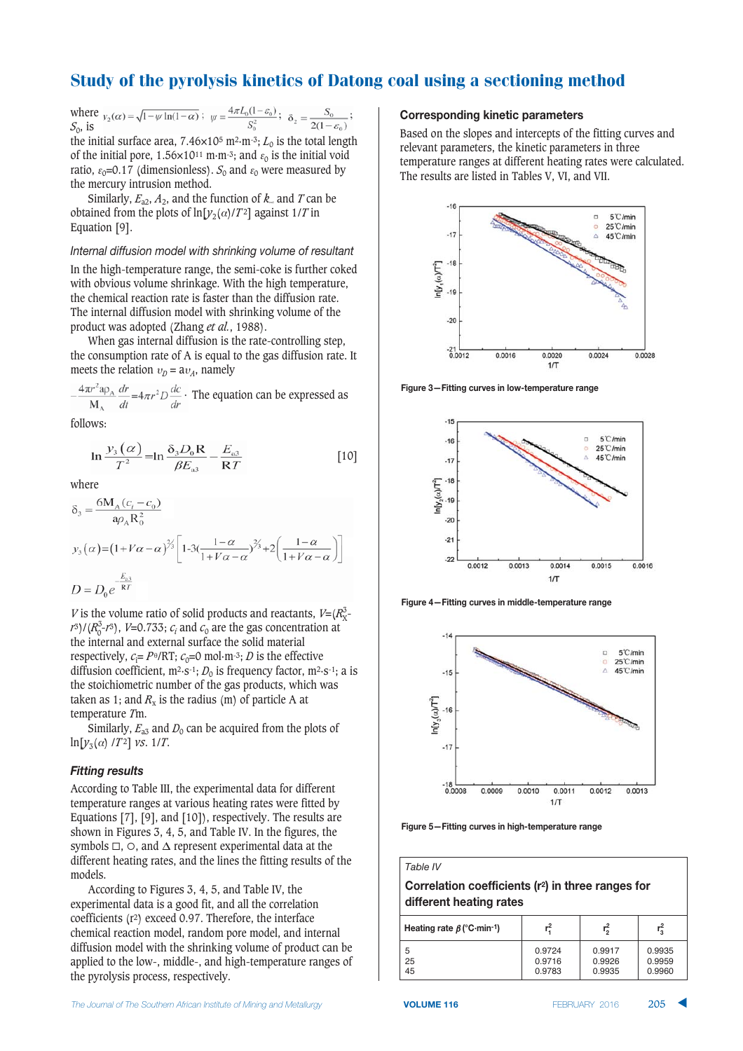where $y_2(\alpha)=\sqrt{1-\psi\ln(1-\alpha)}$; $\psi=\frac{4\pi L_0(1-\varepsilon_0)}{S_0^2}$; $\delta_2=\frac{S_0}{2(1-\varepsilon_0)}$; $S_0$, is the initial surface area, 7.46×10⁵ m²·m⁻³; $L_0$ is the total length of the initial pore, 1.56×10¹¹ m·m⁻³; and $\varepsilon_0$ is the initial void ratio, $\varepsilon_0$=0.17 (dimensionless). $S_0$ and $\varepsilon_0$ were measured by the mercury intrusion method.

Similarly, $E_{a2}$, $A_2$, and the function of $k_-$ and $T$ can be obtained from the plots of $\ln[y_2(\alpha)/T^2]$ against $1/T$ in Equation [9].

### *Internal diffusion model with shrinking volume of resultant*

In the high-temperature range, the semi-coke is further coked with obvious volume shrinkage. With the high temperature, the chemical reaction rate is faster than the diffusion rate. The internal diffusion model with shrinking volume of the product was adopted (Zhang *et al.*, 1988).

When gas internal diffusion is the rate-controlling step, the consumption rate of A is equal to the gas diffusion rate. It meets the relation $v_D = av_A$, namely

$$-\frac{4\pi r^2 a\rho_A}{M_A}\frac{dr}{dt}=4\pi r^2 D\frac{dc}{dr}$$

The equation can be expressed as follows:

$$\ln\frac{y_3(\alpha)}{T^2}=\ln\frac{\delta_3 D_0 R}{\beta E_{a3}}-\frac{E_{a3}}{RT} \quad [10]$$

where

$$\delta_3=\frac{6M_A(c_i-c_0)}{a\rho_A R_0^2}$$

$$y_3(\alpha)=(1+V\alpha-\alpha)^{2/3}\left[1\text{-}3\left(\frac{1-\alpha}{1+V\alpha-\alpha}\right)^{2/3}+2\left(\frac{1-\alpha}{1+V\alpha-\alpha}\right)\right]$$

$$D=D_0 e^{-\frac{E_{a3}}{RT}}$$

$V$ is the volume ratio of solid products and reactants, $V=(R_X^3-r^3)/(R_0^3-r^3)$, $V$=0.733; $c_i$ and $c_0$ are the gas concentration at the internal and external surface the solid material respectively, $c_i = P^{\theta}/RT$; $c_0$=0 mol·m⁻³; $D$ is the effective diffusion coefficient, m²·s⁻¹; $D_0$ is frequency factor, m²·s⁻¹; a is the stoichiometric number of the gas products, which was taken as 1; and $R_x$ is the radius (m) of particle A at temperature $T$m.

Similarly, $E_{a3}$ and $D_0$ can be acquired from the plots of $\ln[y_3(\alpha)/T^2]$ *vs.* $1/T$.

### *Fitting results*

According to Table III, the experimental data for different temperature ranges at various heating rates were fitted by Equations [7], [9], and [10]), respectively. The results are shown in Figures 3, 4, 5, and Table IV. In the figures, the symbols □, ○, and △ represent experimental data at the different heating rates, and the lines the fitting results of the models.

According to Figures 3, 4, 5, and Table IV, the experimental data is a good fit, and all the correlation coefficients (r²) exceed 0.97. Therefore, the interface chemical reaction model, random pore model, and internal diffusion model with the shrinking volume of product can be applied to the low-, middle-, and high-temperature ranges of the pyrolysis process, respectively.

## Corresponding kinetic parameters

Based on the slopes and intercepts of the fitting curves and relevant parameters, the kinetic parameters in three temperature ranges at different heating rates were calculated. The results are listed in Tables V, VI, and VII.

**Figure 3—Fitting curves in low-temperature range**

**Figure 4—Fitting curves in middle-temperature range**

**Figure 5—Fitting curves in high-temperature range**

*Table IV*

**Correlation coefficients (r²) in three ranges for different heating rates**

| Heating rate $\beta$ (°C·min⁻¹) | $r_1^2$ | $r_2^2$ | $r_3^2$ |
|---|---|---|---|
| 5 | 0.9724 | 0.9917 | 0.9935 |
| 25 | 0.9716 | 0.9926 | 0.9959 |
| 45 | 0.9783 | 0.9935 | 0.9960 |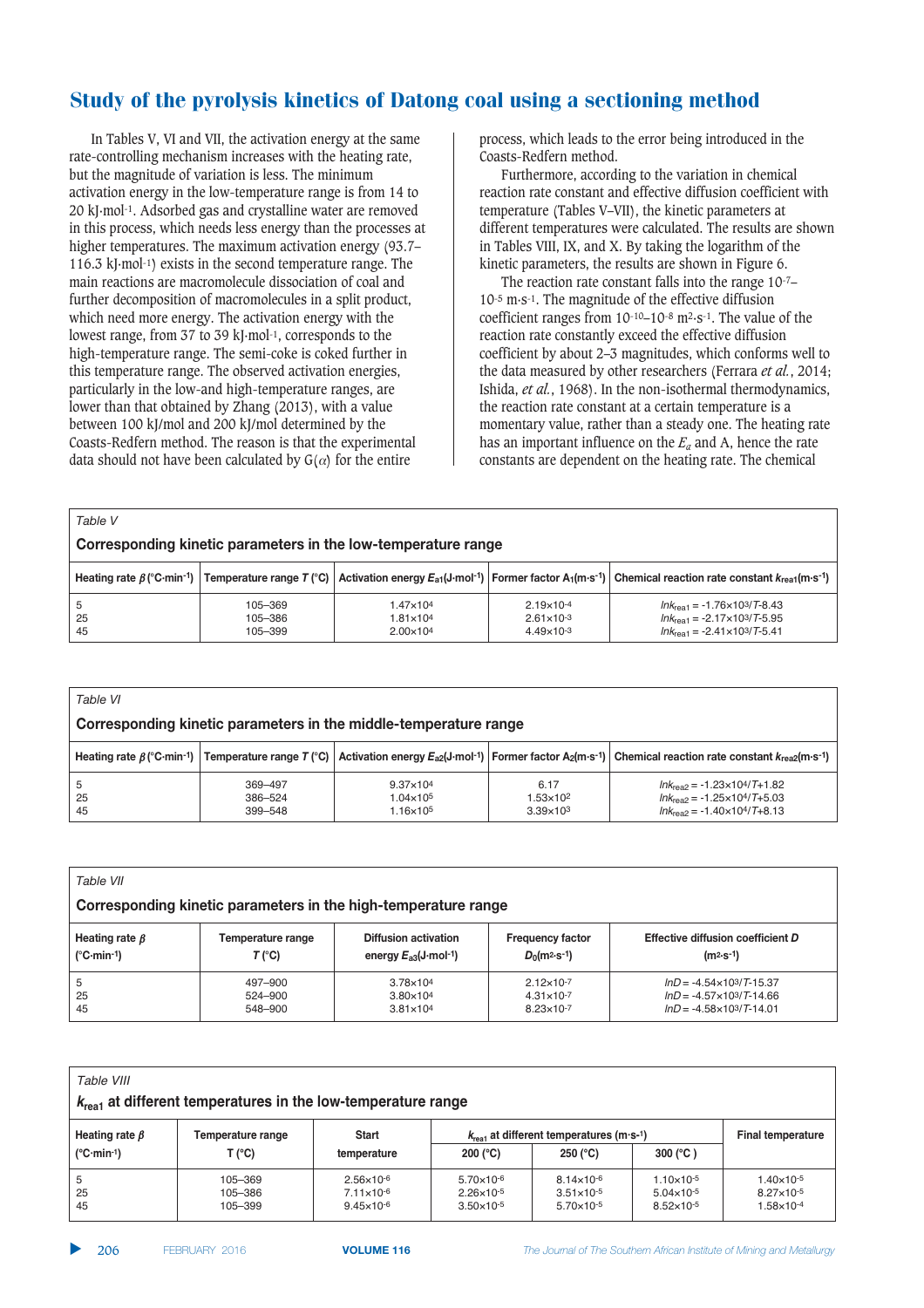In Tables V, VI and VII, the activation energy at the same rate-controlling mechanism increases with the heating rate, but the magnitude of variation is less. The minimum activation energy in the low-temperature range is from 14 to 20 kJ·mol$^{-1}$. Adsorbed gas and crystalline water are removed in this process, which needs less energy than the processes at higher temperatures. The maximum activation energy (93.7–116.3 kJ·mol$^{-1}$) exists in the second temperature range. The main reactions are macromolecule dissociation of coal and further decomposition of macromolecules in a split product, which need more energy. The activation energy with the lowest range, from 37 to 39 kJ·mol$^{-1}$, corresponds to the high-temperature range. The semi-coke is coked further in this temperature range. The observed activation energies, particularly in the low-and high-temperature ranges, are lower than that obtained by Zhang (2013), with a value between 100 kJ/mol and 200 kJ/mol determined by the Coasts-Redfern method. The reason is that the experimental data should not have been calculated by G($\alpha$) for the entire process, which leads to the error being introduced in the Coasts-Redfern method.

Furthermore, according to the variation in chemical reaction rate constant and effective diffusion coefficient with temperature (Tables V–VII), the kinetic parameters at different temperatures were calculated. The results are shown in Tables VIII, IX, and X. By taking the logarithm of the kinetic parameters, the results are shown in Figure 6.

The reaction rate constant falls into the range $10^{-7}$–$10^{-5}$ m·s$^{-1}$. The magnitude of the effective diffusion coefficient ranges from $10^{-10}$–$10^{-8}$ m$^2$·s$^{-1}$. The value of the reaction rate constantly exceed the effective diffusion coefficient by about 2–3 magnitudes, which conforms well to the data measured by other researchers (Ferrara *et al.*, 2014; Ishida, *et al.*, 1968). In the non-isothermal thermodynamics, the reaction rate constant at a certain temperature is a momentary value, rather than a steady one. The heating rate has an important influence on the $E_a$ and A, hence the rate constants are dependent on the heating rate. The chemical

*Table V*

**Corresponding kinetic parameters in the low-temperature range**

| Heating rate $\beta$ (°C·min$^{-1}$) | Temperature range $T$ (°C) | Activation energy $E_{a1}$(J·mol$^{-1}$) | Former factor $A_1$(m·s$^{-1}$) | Chemical reaction rate constant $k_{rea1}$(m·s$^{-1}$) |
|---|---|---|---|---|
| 5 | 105–369 | $1.47\times10^{4}$ | $2.19\times10^{-4}$ | $lnk_{rea1} = -1.76\times10^{3}/T-8.43$ |
| 25 | 105–386 | $1.81\times10^{4}$ | $2.61\times10^{-3}$ | $lnk_{rea1} = -2.17\times10^{3}/T-5.95$ |
| 45 | 105–399 | $2.00\times10^{4}$ | $4.49\times10^{-3}$ | $lnk_{rea1} = -2.41\times10^{3}/T-5.41$ |

*Table VI*

**Corresponding kinetic parameters in the middle-temperature range**

| Heating rate $\beta$ (°C·min$^{-1}$) | Temperature range $T$ (°C) | Activation energy $E_{a2}$(J·mol$^{-1}$) | Former factor $A_2$(m·s$^{-1}$) | Chemical reaction rate constant $k_{rea2}$(m·s$^{-1}$) |
|---|---|---|---|---|
| 5 | 369–497 | $9.37\times10^{4}$ | 6.17 | $lnk_{rea2} = -1.23\times10^{4}/T+1.82$ |
| 25 | 386–524 | $1.04\times10^{5}$ | $1.53\times10^{2}$ | $lnk_{rea2} = -1.25\times10^{4}/T+5.03$ |
| 45 | 399–548 | $1.16\times10^{5}$ | $3.39\times10^{3}$ | $lnk_{rea2} = -1.40\times10^{4}/T+8.13$ |

*Table VII*

**Corresponding kinetic parameters in the high-temperature range**

| Heating rate $\beta$ (°C·min$^{-1}$) | Temperature range $T$ (°C) | Diffusion activation energy $E_{a3}$(J·mol$^{-1}$) | Frequency factor $D_0$(m$^2$·s$^{-1}$) | Effective diffusion coefficient $D$ (m$^2$·s$^{-1}$) |
|---|---|---|---|---|
| 5 | 497–900 | $3.78\times10^{4}$ | $2.12\times10^{-7}$ | $lnD = -4.54\times10^{3}/T-15.37$ |
| 25 | 524–900 | $3.80\times10^{4}$ | $4.31\times10^{-7}$ | $lnD = -4.57\times10^{3}/T-14.66$ |
| 45 | 548–900 | $3.81\times10^{4}$ | $8.23\times10^{-7}$ | $lnD = -4.58\times10^{3}/T-14.01$ |

*Table VIII*

**$k_{rea1}$ at different temperatures in the low-temperature range**

| Heating rate $\beta$ (°C·min$^{-1}$) | Temperature range T (°C) | Start temperature | $k_{rea1}$ at different temperatures (m·s$^{-1}$) | | | Final temperature |
|---|---|---|---|---|---|---|
| | | | 200 (°C) | 250 (°C) | 300 (°C ) | |
| 5 | 105–369 | $2.56\times10^{-6}$ | $5.70\times10^{-6}$ | $8.14\times10^{-6}$ | $1.10\times10^{-5}$ | $1.40\times10^{-5}$ |
| 25 | 105–386 | $7.11\times10^{-6}$ | $2.26\times10^{-5}$ | $3.51\times10^{-5}$ | $5.04\times10^{-5}$ | $8.27\times10^{-5}$ |
| 45 | 105–399 | $9.45\times10^{-6}$ | $3.50\times10^{-5}$ | $5.70\times10^{-5}$ | $8.52\times10^{-5}$ | $1.58\times10^{-4}$ |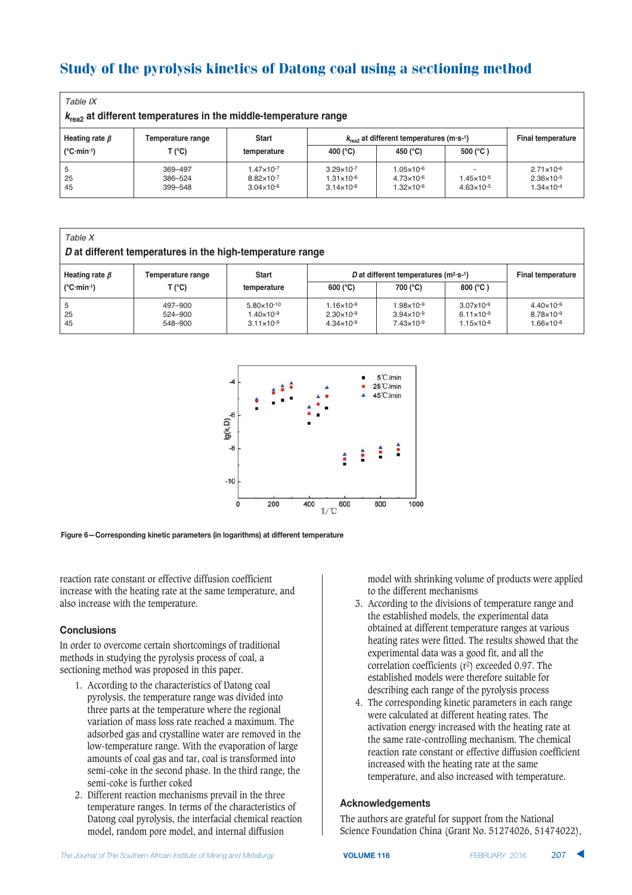Table IX

$k_{rea2}$ at different temperatures in the middle-temperature range

| Heating rate $\beta$ (°C·min$^{-1}$) | Temperature range T (°C) | Start temperature | $k_{rea2}$ at different temperatures (m·s$^{-1}$) | | | Final temperature |
|---|---|---|---|---|---|---|
| | | | 400 (°C) | 450 (°C) | 500 (°C ) | |
| 5 | 369–497 | $1.47\times10^{-7}$ | $3.29\times10^{-7}$ | $1.05\times10^{-6}$ | - | $2.71\times10^{-6}$ |
| 25 | 386–524 | $8.82\times10^{-7}$ | $1.31\times10^{-6}$ | $4.73\times10^{-6}$ | $1.45\times10^{-5}$ | $2.36\times10^{-5}$ |
| 45 | 399–548 | $3.04\times10^{-6}$ | $3.14\times10^{-6}$ | $1.32\times10^{-5}$ | $4.63\times10^{-5}$ | $1.34\times10^{-4}$ |

Table X

$D$ at different temperatures in the high-temperature range

| Heating rate $\beta$ (°C·min$^{-1}$) | Temperature range T (°C) | Start temperature | $D$ at different temperatures (m$^2$·s$^{-1}$) | | | Final temperature |
|---|---|---|---|---|---|---|
| | | | 600 (°C) | 700 (°C) | 800 (°C ) | |
| 5 | 497–900 | $5.80\times10^{-10}$ | $1.16\times10^{-9}$ | $1.98\times10^{-9}$ | $3.07\times10^{-9}$ | $4.40\times10^{-9}$ |
| 25 | 524–900 | $1.40\times10^{-9}$ | $2.30\times10^{-9}$ | $3.94\times10^{-9}$ | $6.11\times10^{-9}$ | $8.78\times10^{-9}$ |
| 45 | 548–900 | $3.11\times10^{-9}$ | $4.34\times10^{-9}$ | $7.43\times10^{-9}$ | $1.15\times10^{-8}$ | $1.66\times10^{-8}$ |

Figure 6—Corresponding kinetic parameters (in logarithms) at different temperature

reaction rate constant or effective diffusion coefficient increase with the heating rate at the same temperature, and also increase with the temperature.

## Conclusions

In order to overcome certain shortcomings of traditional methods in studying the pyrolysis process of coal, a sectioning method was proposed in this paper.

1. According to the characteristics of Datong coal pyrolysis, the temperature range was divided into three parts at the temperature where the regional variation of mass loss rate reached a maximum. The adsorbed gas and crystalline water are removed in the low-temperature range. With the evaporation of large amounts of coal gas and tar, coal is transformed into semi-coke in the second phase. In the third range, the semi-coke is further coked
2. Different reaction mechanisms prevail in the three temperature ranges. In terms of the characteristics of Datong coal pyrolysis, the interfacial chemical reaction model, random pore model, and internal diffusion model with shrinking volume of products were applied to the different mechanisms
3. According to the divisions of temperature range and the established models, the experimental data obtained at different temperature ranges at various heating rates were fitted. The results showed that the experimental data was a good fit, and all the correlation coefficients ($r^2$) exceeded 0.97. The established models were therefore suitable for describing each range of the pyrolysis process
4. The corresponding kinetic parameters in each range were calculated at different heating rates. The activation energy increased with the heating rate at the same rate-controlling mechanism. The chemical reaction rate constant or effective diffusion coefficient increased with the heating rate at the same temperature, and also increased with temperature.

## Acknowledgements

The authors are grateful for support from the National Science Foundation China (Grant No. 51274026, 51474022),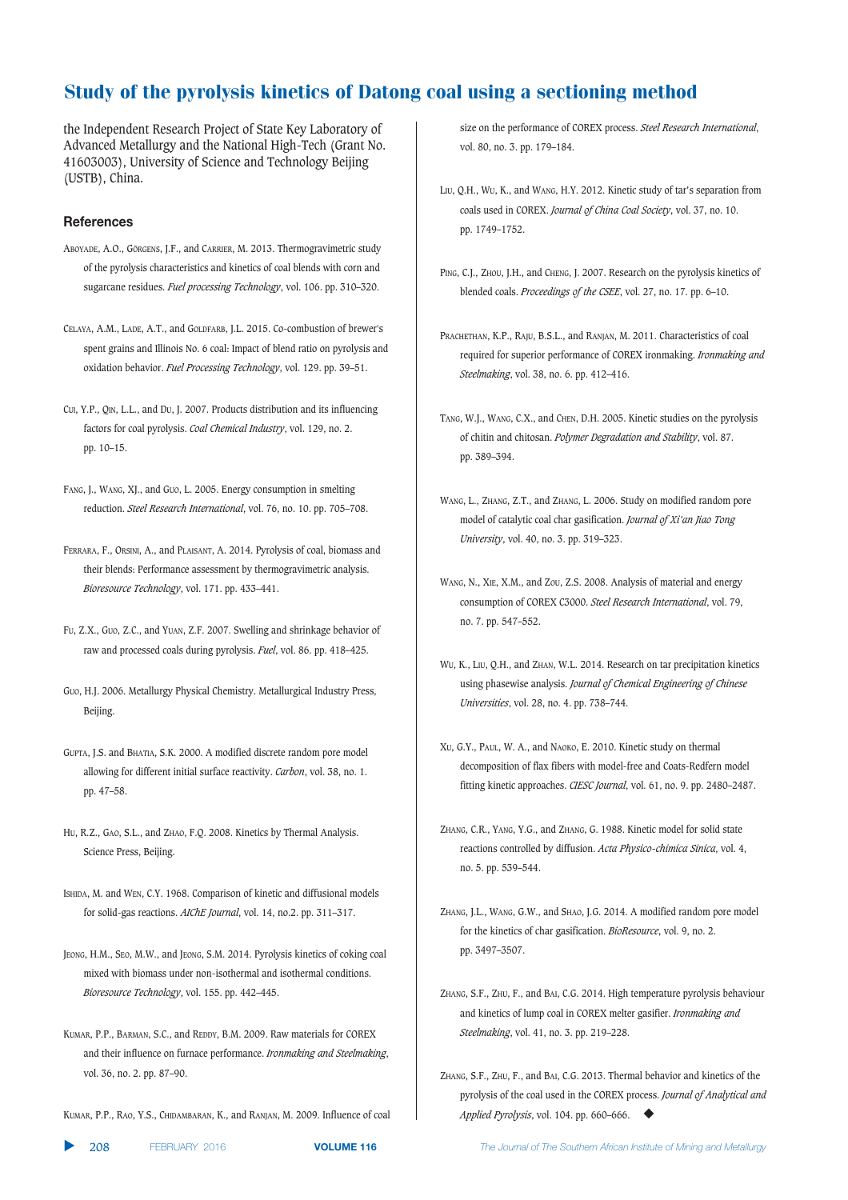the Independent Research Project of State Key Laboratory of Advanced Metallurgy and the National High-Tech (Grant No. 41603003), University of Science and Technology Beijing (USTB), China.

## References

Aboyade, A.O., Görgens, J.F., and Carrier, M. 2013. Thermogravimetric study of the pyrolysis characteristics and kinetics of coal blends with corn and sugarcane residues. *Fuel processing Technology*, vol. 106. pp. 310–320.

Celaya, A.M., Lade, A.T., and Goldfarb, J.L. 2015. Co-combustion of brewer's spent grains and Illinois No. 6 coal: Impact of blend ratio on pyrolysis and oxidation behavior. *Fuel Processing Technology*, vol. 129. pp. 39–51.

Cui, Y.P., Qin, L.L., and Du, J. 2007. Products distribution and its influencing factors for coal pyrolysis. *Coal Chemical Industry*, vol. 129, no. 2. pp. 10–15.

Fang, J., Wang, XJ., and Guo, L. 2005. Energy consumption in smelting reduction. *Steel Research International*, vol. 76, no. 10. pp. 705–708.

Ferrara, F., Orsini, A., and Plaisant, A. 2014. Pyrolysis of coal, biomass and their blends: Performance assessment by thermogravimetric analysis. *Bioresource Technology*, vol. 171. pp. 433–441.

Fu, Z.X., Guo, Z.C., and Yuan, Z.F. 2007. Swelling and shrinkage behavior of raw and processed coals during pyrolysis. *Fuel*, vol. 86. pp. 418–425.

Guo, H.J. 2006. Metallurgy Physical Chemistry. Metallurgical Industry Press, Beijing.

Gupta, J.S. and Bhatia, S.K. 2000. A modified discrete random pore model allowing for different initial surface reactivity. *Carbon*, vol. 38, no. 1. pp. 47–58.

Hu, R.Z., Gao, S.L., and Zhao, F.Q. 2008. Kinetics by Thermal Analysis. Science Press, Beijing.

Ishida, M. and Wen, C.Y. 1968. Comparison of kinetic and diffusional models for solid-gas reactions. *AIChE Journal*, vol. 14, no.2. pp. 311–317.

Jeong, H.M., Seo, M.W., and Jeong, S.M. 2014. Pyrolysis kinetics of coking coal mixed with biomass under non-isothermal and isothermal conditions. *Bioresource Technology*, vol. 155. pp. 442–445.

Kumar, P.P., Barman, S.C., and Reddy, B.M. 2009. Raw materials for COREX and their influence on furnace performance. *Ironmaking and Steelmaking*, vol. 36, no. 2. pp. 87–90.

Kumar, P.P., Rao, Y.S., Chidambaran, K., and Ranjan, M. 2009. Influence of coal size on the performance of COREX process. *Steel Research International*, vol. 80, no. 3. pp. 179–184.

Liu, Q.H., Wu, K., and Wang, H.Y. 2012. Kinetic study of tar's separation from coals used in COREX. *Journal of China Coal Society*, vol. 37, no. 10. pp. 1749–1752.

Ping, C.J., Zhou, J.H., and Cheng, J. 2007. Research on the pyrolysis kinetics of blended coals. *Proceedings of the CSEE*, vol. 27, no. 17. pp. 6–10.

Prachethan, K.P., Raju, B.S.L., and Ranjan, M. 2011. Characteristics of coal required for superior performance of COREX ironmaking. *Ironmaking and Steelmaking*, vol. 38, no. 6. pp. 412–416.

Tang, W.J., Wang, C.X., and Chen, D.H. 2005. Kinetic studies on the pyrolysis of chitin and chitosan. *Polymer Degradation and Stability*, vol. 87. pp. 389–394.

Wang, L., Zhang, Z.T., and Zhang, L. 2006. Study on modified random pore model of catalytic coal char gasification. *Journal of Xi'an Jiao Tong University*, vol. 40, no. 3. pp. 319–323.

Wang, N., Xie, X.M., and Zou, Z.S. 2008. Analysis of material and energy consumption of COREX C3000. *Steel Research International*, vol. 79, no. 7. pp. 547–552.

Wu, K., Liu, Q.H., and Zhan, W.L. 2014. Research on tar precipitation kinetics using phasewise analysis. *Journal of Chemical Engineering of Chinese Universities*, vol. 28, no. 4. pp. 738–744.

Xu, G.Y., Paul, W. A., and Naoko, E. 2010. Kinetic study on thermal decomposition of flax fibers with model-free and Coats-Redfern model fitting kinetic approaches. *CIESC Journal*, vol. 61, no. 9. pp. 2480–2487.

Zhang, C.R., Yang, Y.G., and Zhang, G. 1988. Kinetic model for solid state reactions controlled by diffusion. *Acta Physico-chimica Sinica*, vol. 4, no. 5. pp. 539–544.

Zhang, J.L., Wang, G.W., and Shao, J.G. 2014. A modified random pore model for the kinetics of char gasification. *BioResource*, vol. 9, no. 2. pp. 3497–3507.

Zhang, S.F., Zhu, F., and Bai, C.G. 2014. High temperature pyrolysis behaviour and kinetics of lump coal in COREX melter gasifier. *Ironmaking and Steelmaking*, vol. 41, no. 3. pp. 219–228.

Zhang, S.F., Zhu, F., and Bai, C.G. 2013. Thermal behavior and kinetics of the pyrolysis of the coal used in the COREX process. *Journal of Analytical and Applied Pyrolysis*, vol. 104. pp. 660–666. ◆